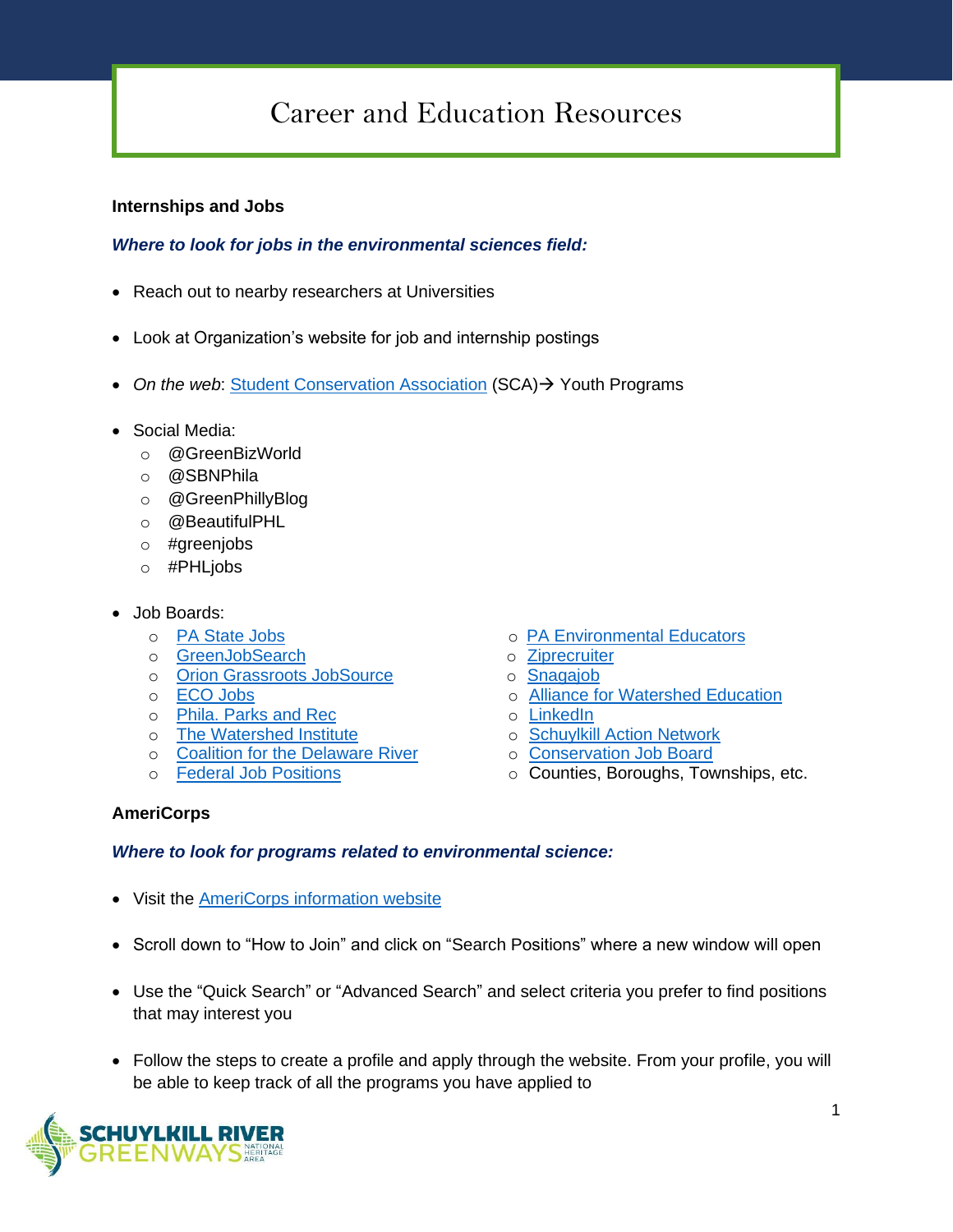# Career and Education Resources

### Internships and Jobs

***Where to look for jobs in the environmental sciences field:***

- Reach out to nearby researchers at Universities
- Look at Organization's website for job and internship postings
- *On the web*: Student Conservation Association (SCA)→ Youth Programs
- Social Media:
  - @GreenBizWorld
  - @SBNPhila
  - @GreenPhillyBlog
  - @BeautifulPHL
  - #greenjobs
  - #PHLjobs
- Job Boards:
  - PA State Jobs
  - GreenJobSearch
  - Orion Grassroots JobSource
  - ECO Jobs
  - Phila. Parks and Rec
  - The Watershed Institute
  - Coalition for the Delaware River
  - Federal Job Positions
  - PA Environmental Educators
  - Ziprecruiter
  - Snagajob
  - Alliance for Watershed Education
  - LinkedIn
  - Schuylkill Action Network
  - Conservation Job Board
  - Counties, Boroughs, Townships, etc.

### AmeriCorps

***Where to look for programs related to environmental science:***

- Visit the AmeriCorps information website
- Scroll down to "How to Join" and click on "Search Positions" where a new window will open
- Use the "Quick Search" or "Advanced Search" and select criteria you prefer to find positions that may interest you
- Follow the steps to create a profile and apply through the website. From your profile, you will be able to keep track of all the programs you have applied to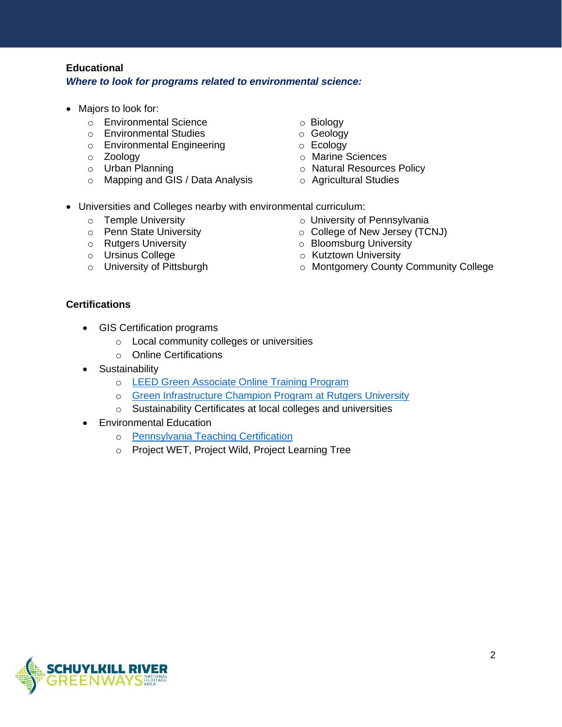**Educational**

***Where to look for programs related to environmental science:***

- Majors to look for:
  - Environmental Science
  - Environmental Studies
  - Environmental Engineering
  - Zoology
  - Urban Planning
  - Mapping and GIS / Data Analysis
  - Biology
  - Geology
  - Ecology
  - Marine Sciences
  - Natural Resources Policy
  - Agricultural Studies

- Universities and Colleges nearby with environmental curriculum:
  - Temple University
  - Penn State University
  - Rutgers University
  - Ursinus College
  - University of Pittsburgh
  - University of Pennsylvania
  - College of New Jersey (TCNJ)
  - Bloomsburg University
  - Kutztown University
  - Montgomery County Community College

**Certifications**

- GIS Certification programs
  - Local community colleges or universities
  - Online Certifications
- Sustainability
  - LEED Green Associate Online Training Program
  - Green Infrastructure Champion Program at Rutgers University
  - Sustainability Certificates at local colleges and universities
- Environmental Education
  - Pennsylvania Teaching Certification
  - Project WET, Project Wild, Project Learning Tree